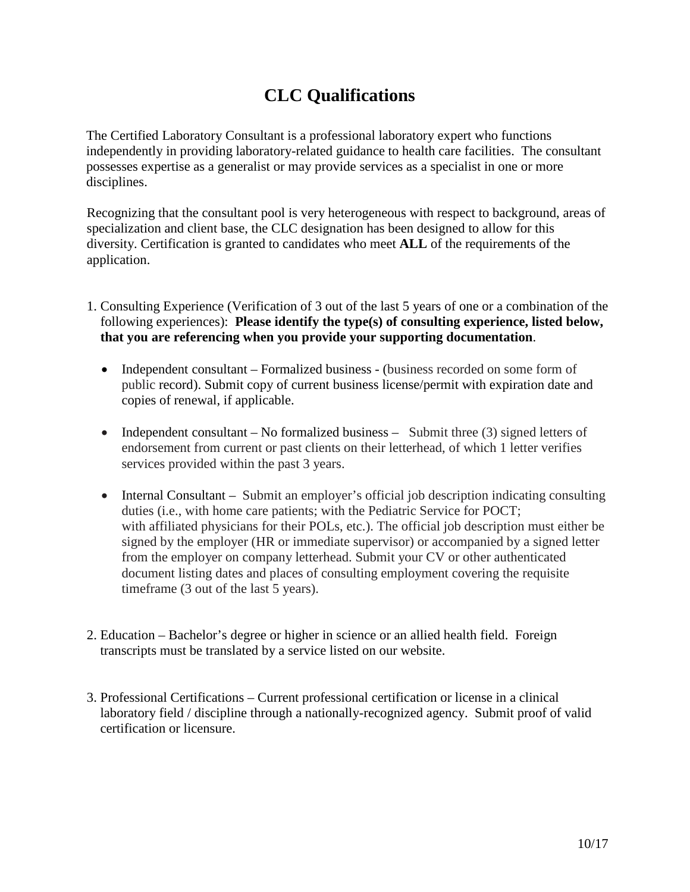# CLC Qualifications

The Certified Laboratory Consultant is a professional laboratory expert who functions independently in providing laboratory-related guidance to health care facilities. The consultant possesses expertise as a generalist or may provide services as a specialist in one or more disciplines.

Recognizing that the consultant pool is very heterogeneous with respect to background, areas of specialization and client base, the CLC designation has been designed to allow for this diversity. Certification is granted to candidates who meet **ALL** of the requirements of the application.

1. Consulting Experience (Verification of 3 out of the last 5 years of one or a combination of the following experiences): **Please identify the type(s) of consulting experience, listed below, that you are referencing when you provide your supporting documentation**.

   - Independent consultant – Formalized business - (business recorded on some form of public record). Submit copy of current business license/permit with expiration date and copies of renewal, if applicable.

   - Independent consultant – No formalized business – Submit three (3) signed letters of endorsement from current or past clients on their letterhead, of which 1 letter verifies services provided within the past 3 years.

   - Internal Consultant – Submit an employer's official job description indicating consulting duties (i.e., with home care patients; with the Pediatric Service for POCT; with affiliated physicians for their POLs, etc.). The official job description must either be signed by the employer (HR or immediate supervisor) or accompanied by a signed letter from the employer on company letterhead. Submit your CV or other authenticated document listing dates and places of consulting employment covering the requisite timeframe (3 out of the last 5 years).

2. Education – Bachelor's degree or higher in science or an allied health field. Foreign transcripts must be translated by a service listed on our website.

3. Professional Certifications – Current professional certification or license in a clinical laboratory field / discipline through a nationally-recognized agency. Submit proof of valid certification or licensure.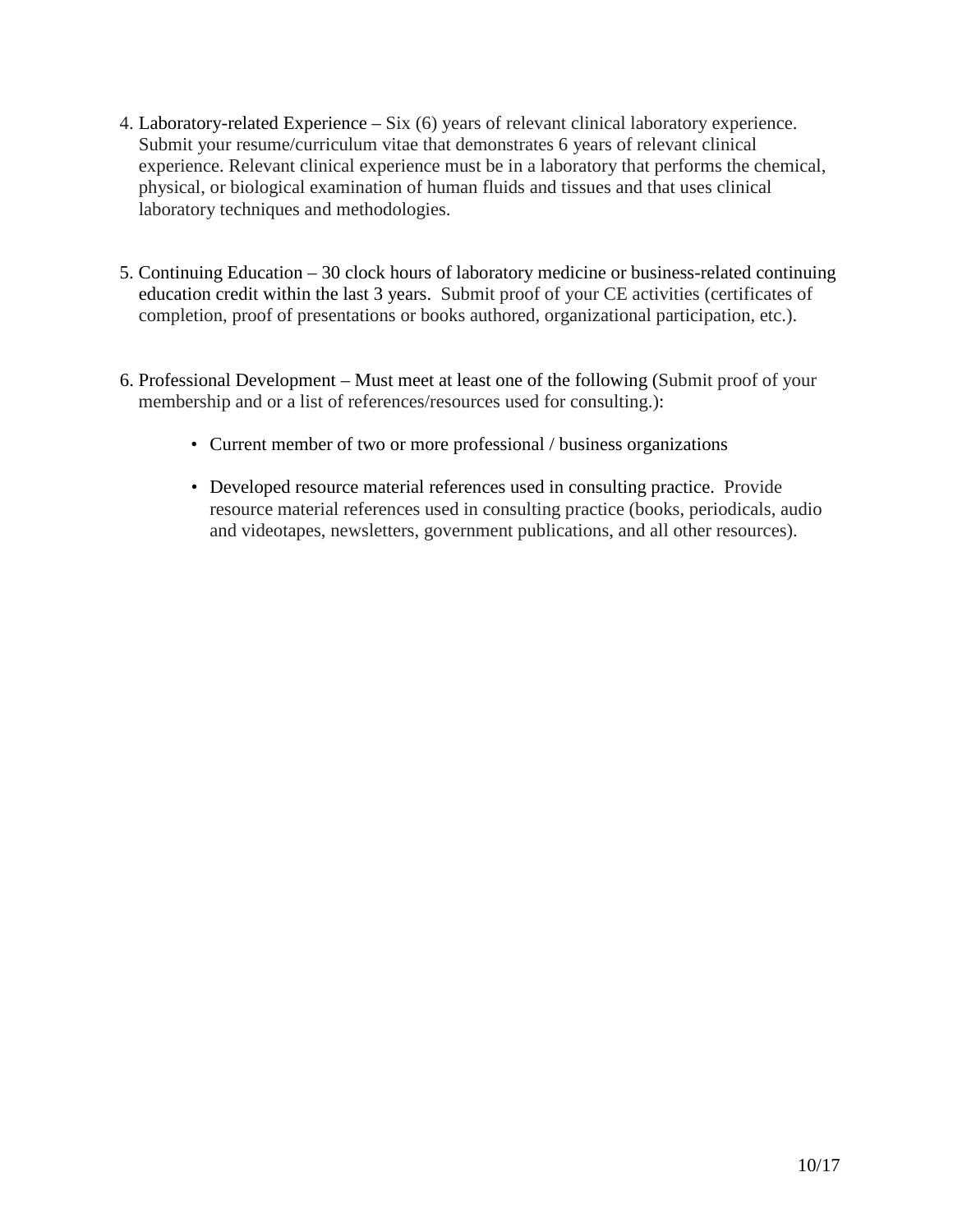4. Laboratory-related Experience – Six (6) years of relevant clinical laboratory experience. Submit your resume/curriculum vitae that demonstrates 6 years of relevant clinical experience. Relevant clinical experience must be in a laboratory that performs the chemical, physical, or biological examination of human fluids and tissues and that uses clinical laboratory techniques and methodologies.

5. Continuing Education – 30 clock hours of laboratory medicine or business-related continuing education credit within the last 3 years. Submit proof of your CE activities (certificates of completion, proof of presentations or books authored, organizational participation, etc.).

6. Professional Development – Must meet at least one of the following (Submit proof of your membership and or a list of references/resources used for consulting.):

   - Current member of two or more professional / business organizations
   - Developed resource material references used in consulting practice. Provide resource material references used in consulting practice (books, periodicals, audio and videotapes, newsletters, government publications, and all other resources).